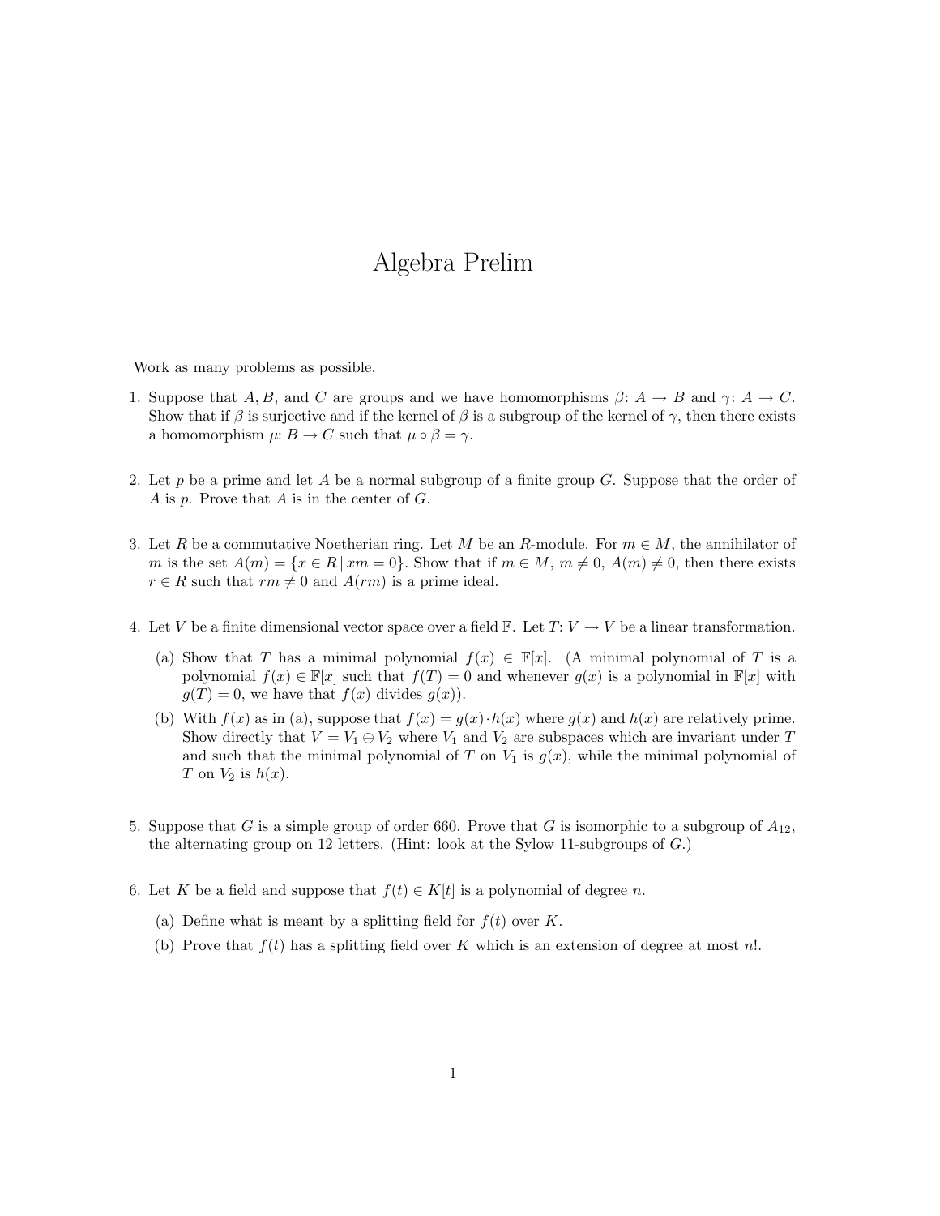# Algebra Prelim

Work as many problems as possible.

1. Suppose that $A, B$, and $C$ are groups and we have homomorphisms $\beta\colon A \to B$ and $\gamma\colon A \to C$. Show that if $\beta$ is surjective and if the kernel of $\beta$ is a subgroup of the kernel of $\gamma$, then there exists a homomorphism $\mu\colon B \to C$ such that $\mu \circ \beta = \gamma$.

2. Let $p$ be a prime and let $A$ be a normal subgroup of a finite group $G$. Suppose that the order of $A$ is $p$. Prove that $A$ is in the center of $G$.

3. Let $R$ be a commutative Noetherian ring. Let $M$ be an $R$-module. For $m \in M$, the annihilator of $m$ is the set $A(m) = \{x \in R \mid xm = 0\}$. Show that if $m \in M$, $m \neq 0$, $A(m) \neq 0$, then there exists $r \in R$ such that $rm \neq 0$ and $A(rm)$ is a prime ideal.

4. Let $V$ be a finite dimensional vector space over a field $\mathbb{F}$. Let $T\colon V \to V$ be a linear transformation.

   (a) Show that $T$ has a minimal polynomial $f(x) \in \mathbb{F}[x]$. (A minimal polynomial of $T$ is a polynomial $f(x) \in \mathbb{F}[x]$ such that $f(T) = 0$ and whenever $g(x)$ is a polynomial in $\mathbb{F}[x]$ with $g(T) = 0$, we have that $f(x)$ divides $g(x)$).

   (b) With $f(x)$ as in (a), suppose that $f(x) = g(x) \cdot h(x)$ where $g(x)$ and $h(x)$ are relatively prime. Show directly that $V = V_1 \ominus V_2$ where $V_1$ and $V_2$ are subspaces which are invariant under $T$ and such that the minimal polynomial of $T$ on $V_1$ is $g(x)$, while the minimal polynomial of $T$ on $V_2$ is $h(x)$.

5. Suppose that $G$ is a simple group of order 660. Prove that $G$ is isomorphic to a subgroup of $A_{12}$, the alternating group on 12 letters. (Hint: look at the Sylow 11-subgroups of $G$.)

6. Let $K$ be a field and suppose that $f(t) \in K[t]$ is a polynomial of degree $n$.

   (a) Define what is meant by a splitting field for $f(t)$ over $K$.

   (b) Prove that $f(t)$ has a splitting field over $K$ which is an extension of degree at most $n!$.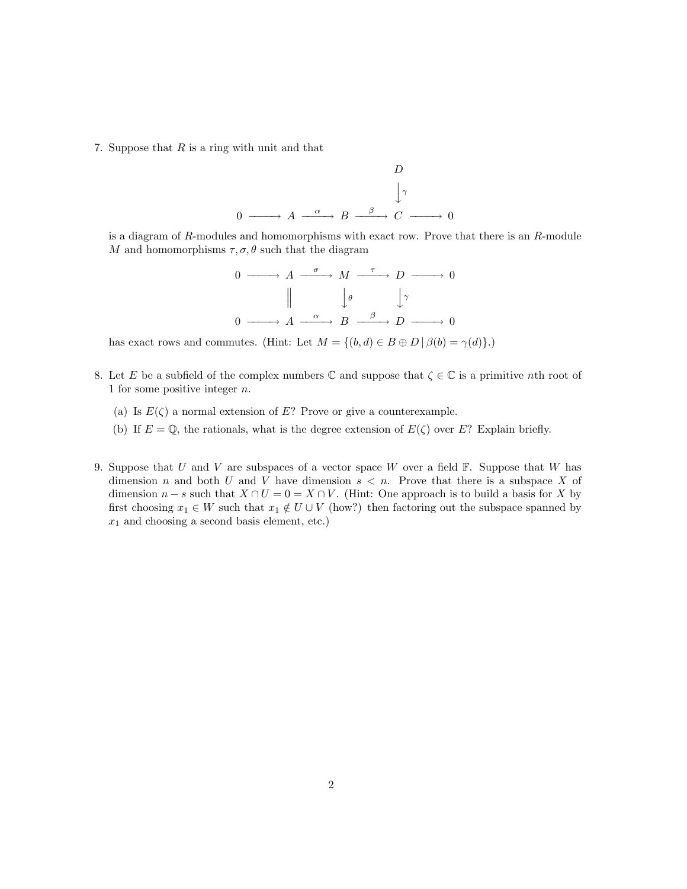7. Suppose that $R$ is a ring with unit and that

$$\begin{array}{ccccccccc} & & & & & & D & & \\ & & & & & & \downarrow{\scriptstyle\gamma} & & \\ 0 & \longrightarrow & A & \xrightarrow{\alpha} & B & \xrightarrow{\beta} & C & \longrightarrow & 0 \end{array}$$

is a diagram of $R$-modules and homomorphisms with exact row. Prove that there is an $R$-module $M$ and homomorphisms $\tau, \sigma, \theta$ such that the diagram

$$\begin{array}{ccccccccc} 0 & \longrightarrow & A & \xrightarrow{\sigma} & M & \xrightarrow{\tau} & D & \longrightarrow & 0 \\ & & \| & & \downarrow{\scriptstyle\theta} & & \downarrow{\scriptstyle\gamma} & & \\ 0 & \longrightarrow & A & \xrightarrow{\alpha} & B & \xrightarrow{\beta} & D & \longrightarrow & 0 \end{array}$$

has exact rows and commutes. (Hint: Let $M = \{(b, d) \in B \oplus D \mid \beta(b) = \gamma(d)\}$.)

8. Let $E$ be a subfield of the complex numbers $\mathbb{C}$ and suppose that $\zeta \in \mathbb{C}$ is a primitive $n$th root of 1 for some positive integer $n$.

   (a) Is $E(\zeta)$ a normal extension of $E$? Prove or give a counterexample.

   (b) If $E = \mathbb{Q}$, the rationals, what is the degree extension of $E(\zeta)$ over $E$? Explain briefly.

9. Suppose that $U$ and $V$ are subspaces of a vector space $W$ over a field $\mathbb{F}$. Suppose that $W$ has dimension $n$ and both $U$ and $V$ have dimension $s < n$. Prove that there is a subspace $X$ of dimension $n - s$ such that $X \cap U = 0 = X \cap V$. (Hint: One approach is to build a basis for $X$ by first choosing $x_1 \in W$ such that $x_1 \notin U \cup V$ (how?) then factoring out the subspace spanned by $x_1$ and choosing a second basis element, etc.)